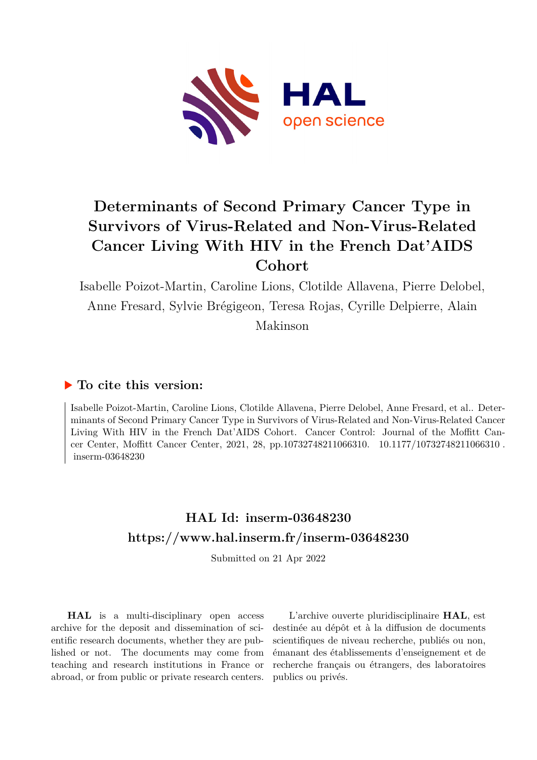# Determinants of Second Primary Cancer Type in Survivors of Virus-Related and Non-Virus-Related Cancer Living With HIV in the French Dat'AIDS Cohort

Isabelle Poizot-Martin, Caroline Lions, Clotilde Allavena, Pierre Delobel, Anne Fresard, Sylvie Brégigeon, Teresa Rojas, Cyrille Delpierre, Alain Makinson

## ▶ To cite this version:

Isabelle Poizot-Martin, Caroline Lions, Clotilde Allavena, Pierre Delobel, Anne Fresard, et al.. Determinants of Second Primary Cancer Type in Survivors of Virus-Related and Non-Virus-Related Cancer Living With HIV in the French Dat'AIDS Cohort. Cancer Control: Journal of the Moffitt Cancer Center, Moffitt Cancer Center, 2021, 28, pp.10732748211066310. 10.1177/10732748211066310 . inserm-03648230

## HAL Id: inserm-03648230
## https://www.hal.inserm.fr/inserm-03648230

Submitted on 21 Apr 2022

**HAL** is a multi-disciplinary open access archive for the deposit and dissemination of scientific research documents, whether they are published or not. The documents may come from teaching and research institutions in France or abroad, or from public or private research centers.

L'archive ouverte pluridisciplinaire **HAL**, est destinée au dépôt et à la diffusion de documents scientifiques de niveau recherche, publiés ou non, émanant des établissements d'enseignement et de recherche français ou étrangers, des laboratoires publics ou privés.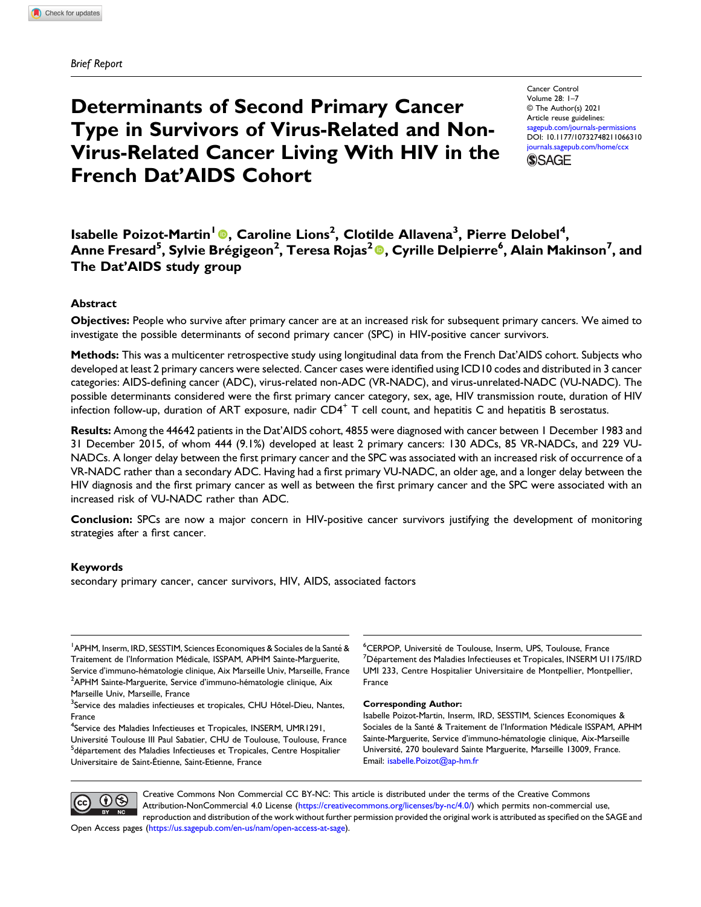Brief Report

# Determinants of Second Primary Cancer Type in Survivors of Virus-Related and Non-Virus-Related Cancer Living With HIV in the French Dat'AIDS Cohort

Cancer Control
Volume 28: 1–7
© The Author(s) 2021
Article reuse guidelines:
sagepub.com/journals-permissions
DOI: 10.1177/10732748211066310
journals.sagepub.com/home/ccx

**Isabelle Poizot-Martin[1], Caroline Lions[2], Clotilde Allavena[3], Pierre Delobel[4], Anne Fresard[5], Sylvie Brégigeon[2], Teresa Rojas[2], Cyrille Delpierre[6], Alain Makinson[7], and The Dat'AIDS study group**

## Abstract

**Objectives:** People who survive after primary cancer are at an increased risk for subsequent primary cancers. We aimed to investigate the possible determinants of second primary cancer (SPC) in HIV-positive cancer survivors.

**Methods:** This was a multicenter retrospective study using longitudinal data from the French Dat'AIDS cohort. Subjects who developed at least 2 primary cancers were selected. Cancer cases were identified using ICD10 codes and distributed in 3 cancer categories: AIDS-defining cancer (ADC), virus-related non-ADC (VR-NADC), and virus-unrelated-NADC (VU-NADC). The possible determinants considered were the first primary cancer category, sex, age, HIV transmission route, duration of HIV infection follow-up, duration of ART exposure, nadir CD4$^{+}$ T cell count, and hepatitis C and hepatitis B serostatus.

**Results:** Among the 44642 patients in the Dat'AIDS cohort, 4855 were diagnosed with cancer between 1 December 1983 and 31 December 2015, of whom 444 (9.1%) developed at least 2 primary cancers: 130 ADCs, 85 VR-NADCs, and 229 VU-NADCs. A longer delay between the first primary cancer and the SPC was associated with an increased risk of occurrence of a VR-NADC rather than a secondary ADC. Having had a first primary VU-NADC, an older age, and a longer delay between the HIV diagnosis and the first primary cancer as well as between the first primary cancer and the SPC were associated with an increased risk of VU-NADC rather than ADC.

**Conclusion:** SPCs are now a major concern in HIV-positive cancer survivors justifying the development of monitoring strategies after a first cancer.

## Keywords

secondary primary cancer, cancer survivors, HIV, AIDS, associated factors

[1]APHM, Inserm, IRD, SESSTIM, Sciences Economiques & Sociales de la Santé & Traitement de l'Information Médicale, ISSPAM, APHM Sainte-Marguerite, Service d'immuno-hématologie clinique, Aix Marseille Univ, Marseille, France
[2]APHM Sainte-Marguerite, Service d'immuno-hématologie clinique, Aix Marseille Univ, Marseille, France
[3]Service des maladies infectieuses et tropicales, CHU Hôtel-Dieu, Nantes, France
[4]Service des Maladies Infectieuses et Tropicales, INSERM, UMR1291, Université Toulouse III Paul Sabatier, CHU de Toulouse, Toulouse, France
[5]département des Maladies Infectieuses et Tropicales, Centre Hospitalier Universitaire de Saint-Étienne, Saint-Etienne, France
[6]CERPOP, Université de Toulouse, Inserm, UPS, Toulouse, France
[7]Département des Maladies Infectieuses et Tropicales, INSERM U1175/IRD UMI 233, Centre Hospitalier Universitaire de Montpellier, Montpellier, France

**Corresponding Author:**
Isabelle Poizot-Martin, Inserm, IRD, SESSTIM, Sciences Economiques & Sociales de la Santé & Traitement de l'Information Médicale ISSPAM, APHM Sainte-Marguerite, Service d'immuno-hématologie clinique, Aix-Marseille Université, 270 boulevard Sainte Marguerite, Marseille 13009, France.
Email: isabelle.Poizot@ap-hm.fr

Creative Commons Non Commercial CC BY-NC: This article is distributed under the terms of the Creative Commons Attribution-NonCommercial 4.0 License (https://creativecommons.org/licenses/by-nc/4.0/) which permits non-commercial use, reproduction and distribution of the work without further permission provided the original work is attributed as specified on the SAGE and Open Access pages (https://us.sagepub.com/en-us/nam/open-access-at-sage).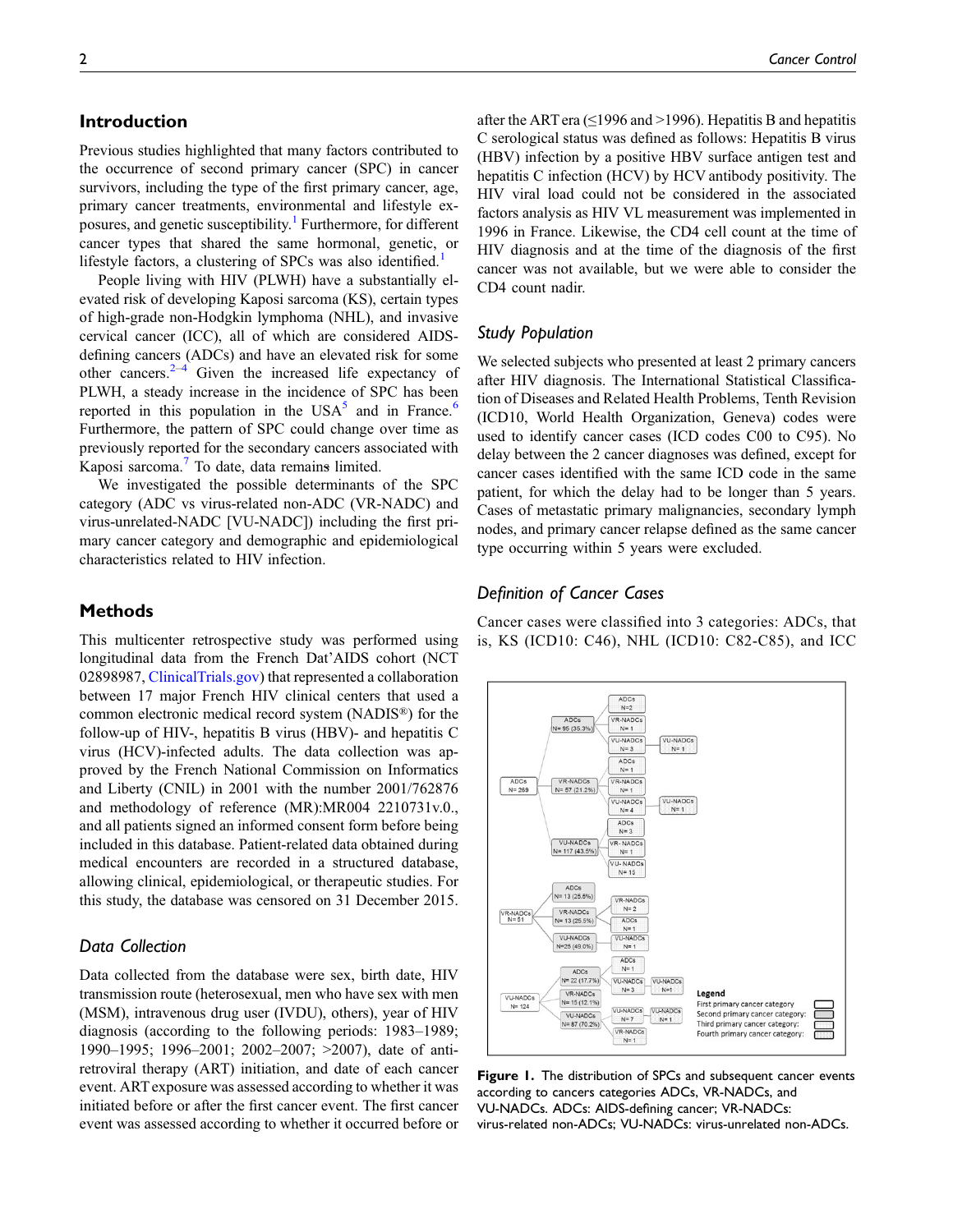## Introduction

Previous studies highlighted that many factors contributed to the occurrence of second primary cancer (SPC) in cancer survivors, including the type of the first primary cancer, age, primary cancer treatments, environmental and lifestyle exposures, and genetic susceptibility.[1] Furthermore, for different cancer types that shared the same hormonal, genetic, or lifestyle factors, a clustering of SPCs was also identified.[1]

People living with HIV (PLWH) have a substantially elevated risk of developing Kaposi sarcoma (KS), certain types of high-grade non-Hodgkin lymphoma (NHL), and invasive cervical cancer (ICC), all of which are considered AIDS-defining cancers (ADCs) and have an elevated risk for some other cancers.[2–4] Given the increased life expectancy of PLWH, a steady increase in the incidence of SPC has been reported in this population in the USA[5] and in France.[6] Furthermore, the pattern of SPC could change over time as previously reported for the secondary cancers associated with Kaposi sarcoma.[7] To date, data remains limited.

We investigated the possible determinants of the SPC category (ADC vs virus-related non-ADC (VR-NADC) and virus-unrelated-NADC [VU-NADC]) including the first primary cancer category and demographic and epidemiological characteristics related to HIV infection.

## Methods

This multicenter retrospective study was performed using longitudinal data from the French Dat'AIDS cohort (NCT 02898987, ClinicalTrials.gov) that represented a collaboration between 17 major French HIV clinical centers that used a common electronic medical record system (NADIS®) for the follow-up of HIV-, hepatitis B virus (HBV)- and hepatitis C virus (HCV)-infected adults. The data collection was approved by the French National Commission on Informatics and Liberty (CNIL) in 2001 with the number 2001/762876 and methodology of reference (MR):MR004 2210731v.0., and all patients signed an informed consent form before being included in this database. Patient-related data obtained during medical encounters are recorded in a structured database, allowing clinical, epidemiological, or therapeutic studies. For this study, the database was censored on 31 December 2015.

### Data Collection

Data collected from the database were sex, birth date, HIV transmission route (heterosexual, men who have sex with men (MSM), intravenous drug user (IVDU), others), year of HIV diagnosis (according to the following periods: 1983–1989; 1990–1995; 1996–2001; 2002–2007; >2007), date of antiretroviral therapy (ART) initiation, and date of each cancer event. ART exposure was assessed according to whether it was initiated before or after the first cancer event. The first cancer event was assessed according to whether it occurred before or after the ART era (≤1996 and >1996). Hepatitis B and hepatitis C serological status was defined as follows: Hepatitis B virus (HBV) infection by a positive HBV surface antigen test and hepatitis C infection (HCV) by HCV antibody positivity. The HIV viral load could not be considered in the associated factors analysis as HIV VL measurement was implemented in 1996 in France. Likewise, the CD4 cell count at the time of HIV diagnosis and at the time of the diagnosis of the first cancer was not available, but we were able to consider the CD4 count nadir.

### Study Population

We selected subjects who presented at least 2 primary cancers after HIV diagnosis. The International Statistical Classification of Diseases and Related Health Problems, Tenth Revision (ICD10, World Health Organization, Geneva) codes were used to identify cancer cases (ICD codes C00 to C95). No delay between the 2 cancer diagnoses was defined, except for cancer cases identified with the same ICD code in the same patient, for which the delay had to be longer than 5 years. Cases of metastatic primary malignancies, secondary lymph nodes, and primary cancer relapse defined as the same cancer type occurring within 5 years were excluded.

### Definition of Cancer Cases

Cancer cases were classified into 3 categories: ADCs, that is, KS (ICD10: C46), NHL (ICD10: C82-C85), and ICC

**Figure 1.** The distribution of SPCs and subsequent cancer events according to cancers categories ADCs, VR-NADCs, and VU-NADCs. ADCs: AIDS-defining cancer; VR-NADCs: virus-related non-ADCs; VU-NADCs: virus-unrelated non-ADCs.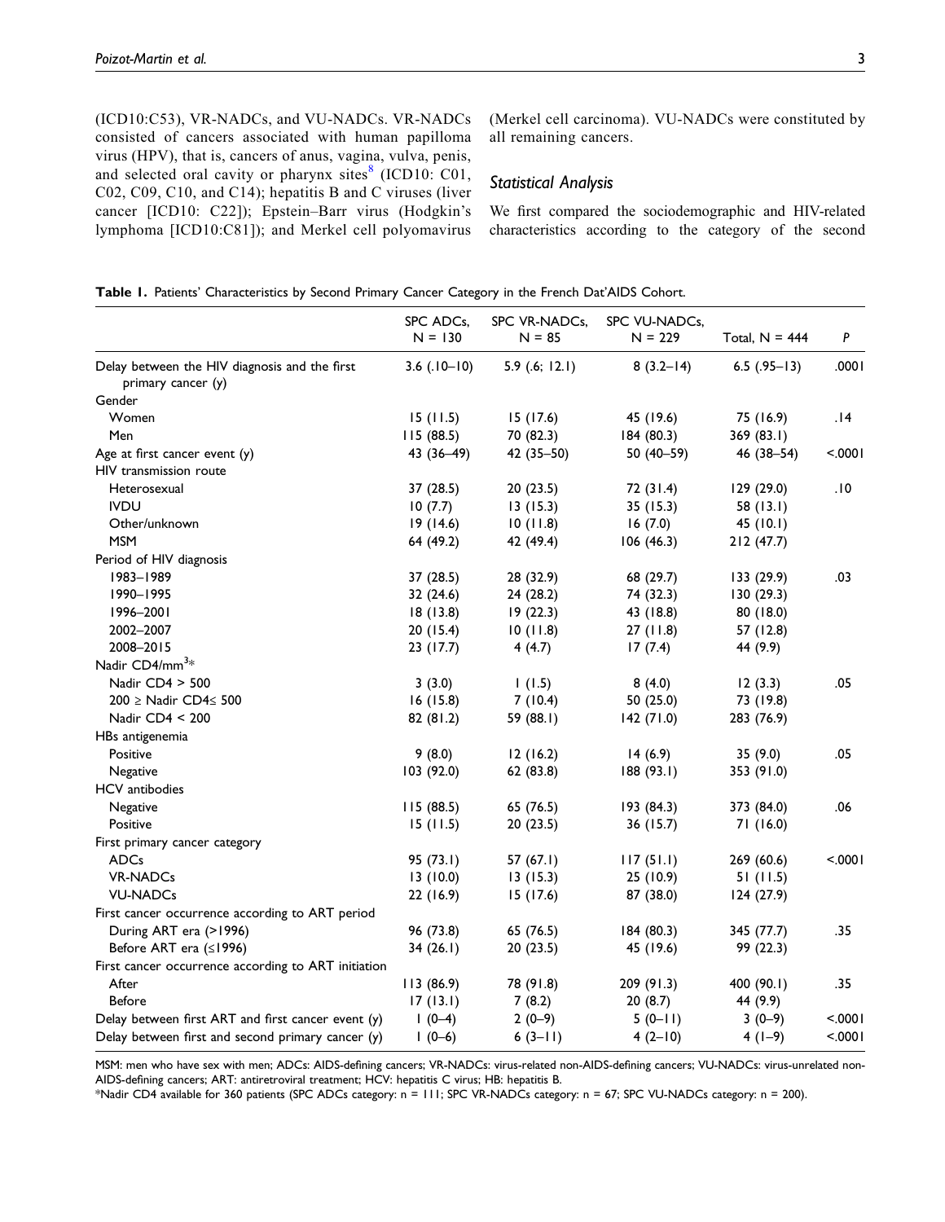(ICD10:C53), VR-NADCs, and VU-NADCs. VR-NADCs consisted of cancers associated with human papilloma virus (HPV), that is, cancers of anus, vagina, vulva, penis, and selected oral cavity or pharynx sites[8] (ICD10: C01, C02, C09, C10, and C14); hepatitis B and C viruses (liver cancer [ICD10: C22]); Epstein–Barr virus (Hodgkin's lymphoma [ICD10:C81]); and Merkel cell polyomavirus (Merkel cell carcinoma). VU-NADCs were constituted by all remaining cancers.

### Statistical Analysis

We first compared the sociodemographic and HIV-related characteristics according to the category of the second

**Table 1.** Patients' Characteristics by Second Primary Cancer Category in the French Dat'AIDS Cohort.

| | SPC ADCs, N = 130 | SPC VR-NADCs, N = 85 | SPC VU-NADCs, N = 229 | Total, N = 444 | P |
|---|---|---|---|---|---|
| Delay between the HIV diagnosis and the first primary cancer (y) | 3.6 (.10–10) | 5.9 (.6; 12.1) | 8 (3.2–14) | 6.5 (.95–13) | .0001 |
| Gender | | | | | |
| Women | 15 (11.5) | 15 (17.6) | 45 (19.6) | 75 (16.9) | .14 |
| Men | 115 (88.5) | 70 (82.3) | 184 (80.3) | 369 (83.1) | |
| Age at first cancer event (y) | 43 (36–49) | 42 (35–50) | 50 (40–59) | 46 (38–54) | <.0001 |
| HIV transmission route | | | | | |
| Heterosexual | 37 (28.5) | 20 (23.5) | 72 (31.4) | 129 (29.0) | .10 |
| IVDU | 10 (7.7) | 13 (15.3) | 35 (15.3) | 58 (13.1) | |
| Other/unknown | 19 (14.6) | 10 (11.8) | 16 (7.0) | 45 (10.1) | |
| MSM | 64 (49.2) | 42 (49.4) | 106 (46.3) | 212 (47.7) | |
| Period of HIV diagnosis | | | | | |
| 1983–1989 | 37 (28.5) | 28 (32.9) | 68 (29.7) | 133 (29.9) | .03 |
| 1990–1995 | 32 (24.6) | 24 (28.2) | 74 (32.3) | 130 (29.3) | |
| 1996–2001 | 18 (13.8) | 19 (22.3) | 43 (18.8) | 80 (18.0) | |
| 2002–2007 | 20 (15.4) | 10 (11.8) | 27 (11.8) | 57 (12.8) | |
| 2008–2015 | 23 (17.7) | 4 (4.7) | 17 (7.4) | 44 (9.9) | |
| Nadir CD4/mm$^3$* | | | | | |
| Nadir CD4 > 500 | 3 (3.0) | 1 (1.5) | 8 (4.0) | 12 (3.3) | .05 |
| 200 ≥ Nadir CD4≤ 500 | 16 (15.8) | 7 (10.4) | 50 (25.0) | 73 (19.8) | |
| Nadir CD4 < 200 | 82 (81.2) | 59 (88.1) | 142 (71.0) | 283 (76.9) | |
| HBs antigenemia | | | | | |
| Positive | 9 (8.0) | 12 (16.2) | 14 (6.9) | 35 (9.0) | .05 |
| Negative | 103 (92.0) | 62 (83.8) | 188 (93.1) | 353 (91.0) | |
| HCV antibodies | | | | | |
| Negative | 115 (88.5) | 65 (76.5) | 193 (84.3) | 373 (84.0) | .06 |
| Positive | 15 (11.5) | 20 (23.5) | 36 (15.7) | 71 (16.0) | |
| First primary cancer category | | | | | |
| ADCs | 95 (73.1) | 57 (67.1) | 117 (51.1) | 269 (60.6) | <.0001 |
| VR-NADCs | 13 (10.0) | 13 (15.3) | 25 (10.9) | 51 (11.5) | |
| VU-NADCs | 22 (16.9) | 15 (17.6) | 87 (38.0) | 124 (27.9) | |
| First cancer occurrence according to ART period | | | | | |
| During ART era (>1996) | 96 (73.8) | 65 (76.5) | 184 (80.3) | 345 (77.7) | .35 |
| Before ART era (≤1996) | 34 (26.1) | 20 (23.5) | 45 (19.6) | 99 (22.3) | |
| First cancer occurrence according to ART initiation | | | | | |
| After | 113 (86.9) | 78 (91.8) | 209 (91.3) | 400 (90.1) | .35 |
| Before | 17 (13.1) | 7 (8.2) | 20 (8.7) | 44 (9.9) | |
| Delay between first ART and first cancer event (y) | 1 (0–4) | 2 (0–9) | 5 (0–11) | 3 (0–9) | <.0001 |
| Delay between first and second primary cancer (y) | 1 (0–6) | 6 (3–11) | 4 (2–10) | 4 (1–9) | <.0001 |

MSM: men who have sex with men; ADCs: AIDS-defining cancers; VR-NADCs: virus-related non-AIDS-defining cancers; VU-NADCs: virus-unrelated non-AIDS-defining cancers; ART: antiretroviral treatment; HCV: hepatitis C virus; HB: hepatitis B.
*Nadir CD4 available for 360 patients (SPC ADCs category: n = 111; SPC VR-NADCs category: n = 67; SPC VU-NADCs category: n = 200).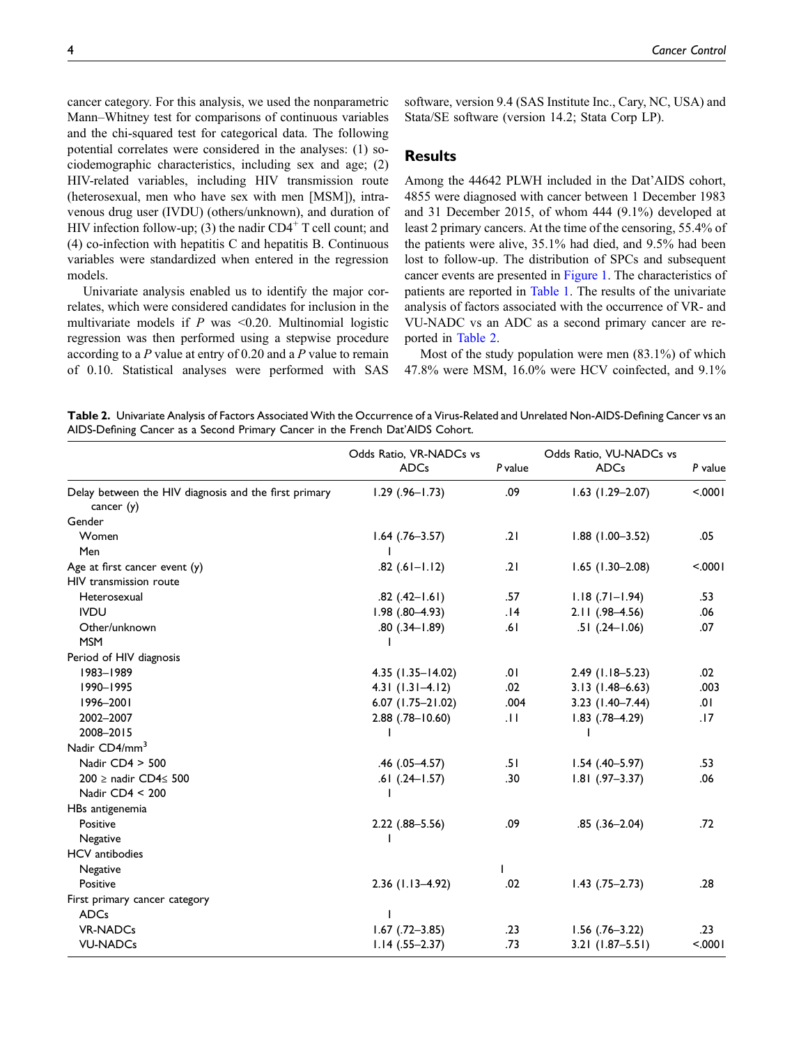cancer category. For this analysis, we used the nonparametric Mann–Whitney test for comparisons of continuous variables and the chi-squared test for categorical data. The following potential correlates were considered in the analyses: (1) sociodemographic characteristics, including sex and age; (2) HIV-related variables, including HIV transmission route (heterosexual, men who have sex with men [MSM]), intravenous drug user (IVDU) (others/unknown), and duration of HIV infection follow-up; (3) the nadir $CD4^+$ T cell count; and (4) co-infection with hepatitis C and hepatitis B. Continuous variables were standardized when entered in the regression models.

Univariate analysis enabled us to identify the major correlates, which were considered candidates for inclusion in the multivariate models if $P$ was <0.20. Multinomial logistic regression was then performed using a stepwise procedure according to a $P$ value at entry of 0.20 and a $P$ value to remain of 0.10. Statistical analyses were performed with SAS software, version 9.4 (SAS Institute Inc., Cary, NC, USA) and Stata/SE software (version 14.2; Stata Corp LP).

## Results

Among the 44642 PLWH included in the Dat'AIDS cohort, 4855 were diagnosed with cancer between 1 December 1983 and 31 December 2015, of whom 444 (9.1%) developed at least 2 primary cancers. At the time of the censoring, 55.4% of the patients were alive, 35.1% had died, and 9.5% had been lost to follow-up. The distribution of SPCs and subsequent cancer events are presented in Figure 1. The characteristics of patients are reported in Table 1. The results of the univariate analysis of factors associated with the occurrence of VR- and VU-NADC vs an ADC as a second primary cancer are reported in Table 2.

Most of the study population were men (83.1%) of which 47.8% were MSM, 16.0% were HCV coinfected, and 9.1%

**Table 2.** Univariate Analysis of Factors Associated With the Occurrence of a Virus-Related and Unrelated Non-AIDS-Defining Cancer vs an AIDS-Defining Cancer as a Second Primary Cancer in the French Dat'AIDS Cohort.

| | Odds Ratio, VR-NADCs vs ADCs | P value | Odds Ratio, VU-NADCs vs ADCs | P value |
|---|---|---|---|---|
| Delay between the HIV diagnosis and the first primary cancer (y) | 1.29 (.96–1.73) | .09 | 1.63 (1.29–2.07) | <.0001 |
| Gender | | | | |
| Women | 1.64 (.76–3.57) | .21 | 1.88 (1.00–3.52) | .05 |
| Men | 1 | | | |
| Age at first cancer event (y) | .82 (.61–1.12) | .21 | 1.65 (1.30–2.08) | <.0001 |
| HIV transmission route | | | | |
| Heterosexual | .82 (.42–1.61) | .57 | 1.18 (.71–1.94) | .53 |
| IVDU | 1.98 (.80–4.93) | .14 | 2.11 (.98–4.56) | .06 |
| Other/unknown | .80 (.34–1.89) | .61 | .51 (.24–1.06) | .07 |
| MSM | 1 | | | |
| Period of HIV diagnosis | | | | |
| 1983–1989 | 4.35 (1.35–14.02) | .01 | 2.49 (1.18–5.23) | .02 |
| 1990–1995 | 4.31 (1.31–4.12) | .02 | 3.13 (1.48–6.63) | .003 |
| 1996–2001 | 6.07 (1.75–21.02) | .004 | 3.23 (1.40–7.44) | .01 |
| 2002–2007 | 2.88 (.78–10.60) | .11 | 1.83 (.78–4.29) | .17 |
| 2008–2015 | 1 | | 1 | |
| Nadir CD4/mm$^3$ | | | | |
| Nadir CD4 > 500 | .46 (.05–4.57) | .51 | 1.54 (.40–5.97) | .53 |
| 200 ≥ nadir CD4≤ 500 | .61 (.24–1.57) | .30 | 1.81 (.97–3.37) | .06 |
| Nadir CD4 < 200 | 1 | | | |
| HBs antigenemia | | | | |
| Positive | 2.22 (.88–5.56) | .09 | .85 (.36–2.04) | .72 |
| Negative | 1 | | | |
| HCV antibodies | | | | |
| Negative | | 1 | | |
| Positive | 2.36 (1.13–4.92) | .02 | 1.43 (.75–2.73) | .28 |
| First primary cancer category | | | | |
| ADCs | 1 | | | |
| VR-NADCs | 1.67 (.72–3.85) | .23 | 1.56 (.76–3.22) | .23 |
| VU-NADCs | 1.14 (.55–2.37) | .73 | 3.21 (1.87–5.51) | <.0001 |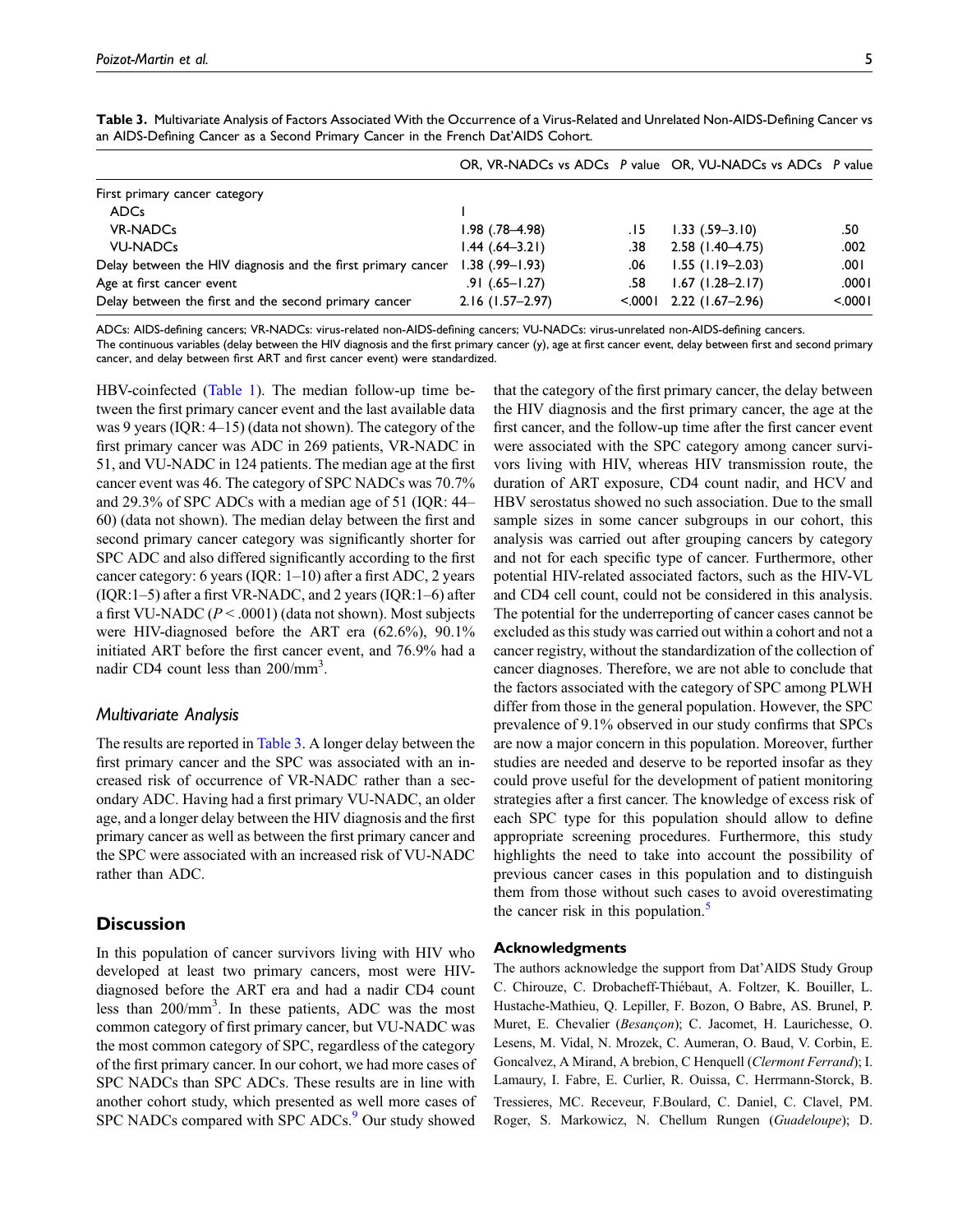**Table 3.** Multivariate Analysis of Factors Associated With the Occurrence of a Virus-Related and Unrelated Non-AIDS-Defining Cancer vs an AIDS-Defining Cancer as a Second Primary Cancer in the French Dat'AIDS Cohort.

| | OR, VR-NADCs vs ADCs | P value | OR, VU-NADCs vs ADCs | P value |
|---|---|---|---|---|
| First primary cancer category | | | | |
| ADCs | 1 | | | |
| VR-NADCs | 1.98 (.78–4.98) | .15 | 1.33 (.59–3.10) | .50 |
| VU-NADCs | 1.44 (.64–3.21) | .38 | 2.58 (1.40–4.75) | .002 |
| Delay between the HIV diagnosis and the first primary cancer | 1.38 (.99–1.93) | .06 | 1.55 (1.19–2.03) | .001 |
| Age at first cancer event | .91 (.65–1.27) | .58 | 1.67 (1.28–2.17) | .0001 |
| Delay between the first and the second primary cancer | 2.16 (1.57–2.97) | <.0001 | 2.22 (1.67–2.96) | <.0001 |

ADCs: AIDS-defining cancers; VR-NADCs: virus-related non-AIDS-defining cancers; VU-NADCs: virus-unrelated non-AIDS-defining cancers.
The continuous variables (delay between the HIV diagnosis and the first primary cancer (y), age at first cancer event, delay between first and second primary cancer, and delay between first ART and first cancer event) were standardized.

HBV-coinfected (Table 1). The median follow-up time between the first primary cancer event and the last available data was 9 years (IQR: 4–15) (data not shown). The category of the first primary cancer was ADC in 269 patients, VR-NADC in 51, and VU-NADC in 124 patients. The median age at the first cancer event was 46. The category of SPC NADCs was 70.7% and 29.3% of SPC ADCs with a median age of 51 (IQR: 44–60) (data not shown). The median delay between the first and second primary cancer category was significantly shorter for SPC ADC and also differed significantly according to the first cancer category: 6 years (IQR: 1–10) after a first ADC, 2 years (IQR:1–5) after a first VR-NADC, and 2 years (IQR:1–6) after a first VU-NADC ($P < .0001$) (data not shown). Most subjects were HIV-diagnosed before the ART era (62.6%), 90.1% initiated ART before the first cancer event, and 76.9% had a nadir CD4 count less than 200/mm$^3$.

### Multivariate Analysis

The results are reported in Table 3. A longer delay between the first primary cancer and the SPC was associated with an increased risk of occurrence of VR-NADC rather than a secondary ADC. Having had a first primary VU-NADC, an older age, and a longer delay between the HIV diagnosis and the first primary cancer as well as between the first primary cancer and the SPC were associated with an increased risk of VU-NADC rather than ADC.

## Discussion

In this population of cancer survivors living with HIV who developed at least two primary cancers, most were HIV-diagnosed before the ART era and had a nadir CD4 count less than 200/mm$^3$. In these patients, ADC was the most common category of first primary cancer, but VU-NADC was the most common category of SPC, regardless of the category of the first primary cancer. In our cohort, we had more cases of SPC NADCs than SPC ADCs. These results are in line with another cohort study, which presented as well more cases of SPC NADCs compared with SPC ADCs.[9] Our study showed that the category of the first primary cancer, the delay between the HIV diagnosis and the first primary cancer, the age at the first cancer, and the follow-up time after the first cancer event were associated with the SPC category among cancer survivors living with HIV, whereas HIV transmission route, the duration of ART exposure, CD4 count nadir, and HCV and HBV serostatus showed no such association. Due to the small sample sizes in some cancer subgroups in our cohort, this analysis was carried out after grouping cancers by category and not for each specific type of cancer. Furthermore, other potential HIV-related associated factors, such as the HIV-VL and CD4 cell count, could not be considered in this analysis. The potential for the underreporting of cancer cases cannot be excluded as this study was carried out within a cohort and not a cancer registry, without the standardization of the collection of cancer diagnoses. Therefore, we are not able to conclude that the factors associated with the category of SPC among PLWH differ from those in the general population. However, the SPC prevalence of 9.1% observed in our study confirms that SPCs are now a major concern in this population. Moreover, further studies are needed and deserve to be reported insofar as they could prove useful for the development of patient monitoring strategies after a first cancer. The knowledge of excess risk of each SPC type for this population should allow to define appropriate screening procedures. Furthermore, this study highlights the need to take into account the possibility of previous cancer cases in this population and to distinguish them from those without such cases to avoid overestimating the cancer risk in this population.[5]

### Acknowledgments

The authors acknowledge the support from Dat'AIDS Study Group C. Chirouze, C. Drobacheff-Thiébaut, A. Foltzer, K. Bouiller, L. Hustache-Mathieu, Q. Lepiller, F. Bozon, O Babre, AS. Brunel, P. Muret, E. Chevalier (*Besançon*); C. Jacomet, H. Laurichesse, O. Lesens, M. Vidal, N. Mrozek, C. Aumeran, O. Baud, V. Corbin, E. Goncalvez, A Mirand, A brebion, C Henquell (*Clermont Ferrand*); I. Lamaury, I. Fabre, E. Curlier, R. Ouissa, C. Herrmann-Storck, B. Tressieres, MC. Receveur, F.Boulard, C. Daniel, C. Clavel, PM. Roger, S. Markowicz, N. Chellum Rungen (*Guadeloupe*); D.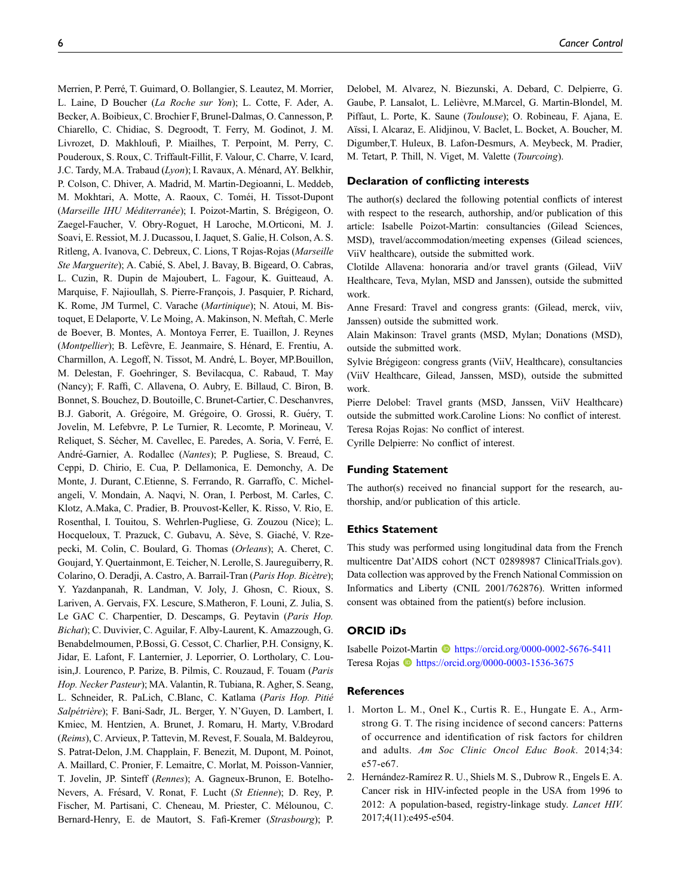Merrien, P. Perré, T. Guimard, O. Bollangier, S. Leautez, M. Morrier, L. Laine, D Boucher (*La Roche sur Yon*); L. Cotte, F. Ader, A. Becker, A. Boibieux, C. Brochier F, Brunel-Dalmas, O. Cannesson, P. Chiarello, C. Chidiac, S. Degroodt, T. Ferry, M. Godinot, J. M. Livrozet, D. Makhloufi, P. Miailhes, T. Perpoint, M. Perry, C. Pouderoux, S. Roux, C. Triffault-Fillit, F. Valour, C. Charre, V. Icard, J.C. Tardy, M.A. Trabaud (*Lyon*); I. Ravaux, A. Ménard, AY. Belkhir, P. Colson, C. Dhiver, A. Madrid, M. Martin-Degioanni, L. Meddeb, M. Mokhtari, A. Motte, A. Raoux, C. Toméi, H. Tissot-Dupont (*Marseille IHU Méditerranée*); I. Poizot-Martin, S. Brégigeon, O. Zaegel-Faucher, V. Obry-Roguet, H Laroche, M.Orticoni, M. J. Soavi, E. Ressiot, M. J. Ducassou, I. Jaquet, S. Galie, H. Colson, A. S. Ritleng, A. Ivanova, C. Debreux, C. Lions, T Rojas-Rojas (*Marseille Ste Marguerite*); A. Cabié, S. Abel, J. Bavay, B. Bigeard, O. Cabras, L. Cuzin, R. Dupin de Majoubert, L. Fagour, K. Guitteaud, A. Marquise, F. Najioullah, S. Pierre-François, J. Pasquier, P. Richard, K. Rome, JM Turmel, C. Varache (*Martinique*); N. Atoui, M. Bistoquet, E Delaporte, V. Le Moing, A. Makinson, N. Meftah, C. Merle de Boever, B. Montes, A. Montoya Ferrer, E. Tuaillon, J. Reynes (*Montpellier*); B. Lefèvre, E. Jeanmaire, S. Hénard, E. Frentiu, A. Charmillon, A. Legoff, N. Tissot, M. André, L. Boyer, MP.Bouillon, M. Delestan, F. Goehringer, S. Bevilacqua, C. Rabaud, T. May (Nancy); F. Raffi, C. Allavena, O. Aubry, E. Billaud, C. Biron, B. Bonnet, S. Bouchez, D. Boutoille, C. Brunet-Cartier, C. Deschanvres, B.J. Gaborit, A. Grégoire, M. Grégoire, O. Grossi, R. Guéry, T. Jovelin, M. Lefebvre, P. Le Turnier, R. Lecomte, P. Morineau, V. Reliquet, S. Sécher, M. Cavellec, E. Paredes, A. Soria, V. Ferré, E. André-Garnier, A. Rodallec (*Nantes*); P. Pugliese, S. Breaud, C. Ceppi, D. Chirio, E. Cua, P. Dellamonica, E. Demonchy, A. De Monte, J. Durant, C.Etienne, S. Ferrando, R. Garraffo, C. Michelangeli, V. Mondain, A. Naqvi, N. Oran, I. Perbost, M. Carles, C. Klotz, A.Maka, C. Pradier, B. Prouvost-Keller, K. Risso, V. Rio, E. Rosenthal, I. Touitou, S. Wehrlen-Pugliese, G. Zouzou (Nice); L. Hocqueloux, T. Prazuck, C. Gubavu, A. Sève, S. Giaché, V. Rzepecki, M. Colin, C. Boulard, G. Thomas (*Orleans*); A. Cheret, C. Goujard, Y. Quertainmont, E. Teicher, N. Lerolle, S. Jaureguiberry, R. Colarino, O. Deradji, A. Castro, A. Barrail-Tran (*Paris Hop. Bicètre*); Y. Yazdanpanah, R. Landman, V. Joly, J. Ghosn, C. Rioux, S. Lariven, A. Gervais, FX. Lescure, S.Matheron, F. Louni, Z. Julia, S. Le GAC C. Charpentier, D. Descamps, G. Peytavin (*Paris Hop. Bichat*); C. Duvivier, C. Aguilar, F. Alby-Laurent, K. Amazzough, G. Benabdelmoumen, P.Bossi, G. Cessot, C. Charlier, P.H. Consigny, K. Jidar, E. Lafont, F. Lanternier, J. Leporrier, O. Lortholary, C. Louisin,J. Lourenco, P. Parize, B. Pilmis, C. Rouzaud, F. Touam (*Paris Hop. Necker Pasteur*); MA. Valantin, R. Tubiana, R. Agher, S. Seang, L. Schneider, R. PaLich, C.Blanc, C. Katlama (*Paris Hop. Pitié Salpêtrière*); F. Bani-Sadr, JL. Berger, Y. N'Guyen, D. Lambert, I. Kmiec, M. Hentzien, A. Brunet, J. Romaru, H. Marty, V.Brodard (*Reims*), C. Arvieux, P. Tattevin, M. Revest, F. Souala, M. Baldeyrou, S. Patrat-Delon, J.M. Chapplain, F. Benezit, M. Dupont, M. Poinot, A. Maillard, C. Pronier, F. Lemaitre, C. Morlat, M. Poisson-Vannier, T. Jovelin, JP. Sinteff (*Rennes*); A. Gagneux-Brunon, E. Botelho-Nevers, A. Frésard, V. Ronat, F. Lucht (*St Etienne*); D. Rey, P. Fischer, M. Partisani, C. Cheneau, M. Priester, C. Mélounou, C. Bernard-Henry, E. de Mautort, S. Fafi-Kremer (*Strasbourg*); P. Delobel, M. Alvarez, N. Biezunski, A. Debard, C. Delpierre, G. Gaube, P. Lansalot, L. Lelièvre, M.Marcel, G. Martin-Blondel, M. Piffaut, L. Porte, K. Saune (*Toulouse*); O. Robineau, F. Ajana, E. Aïssi, I. Alcaraz, E. Alidjinou, V. Baclet, L. Bocket, A. Boucher, M. Digumber,T. Huleux, B. Lafon-Desmurs, A. Meybeck, M. Pradier, M. Tetart, P. Thill, N. Viget, M. Valette (*Tourcoing*).

## Declaration of conflicting interests

The author(s) declared the following potential conflicts of interest with respect to the research, authorship, and/or publication of this article: Isabelle Poizot-Martin: consultancies (Gilead Sciences, MSD), travel/accommodation/meeting expenses (Gilead sciences, ViiV healthcare), outside the submitted work.

Clotilde Allavena: honoraria and/or travel grants (Gilead, ViiV Healthcare, Teva, Mylan, MSD and Janssen), outside the submitted work.

Anne Fresard: Travel and congress grants: (Gilead, merck, viiv, Janssen) outside the submitted work.

Alain Makinson: Travel grants (MSD, Mylan; Donations (MSD), outside the submitted work.

Sylvie Brégigeon: congress grants (ViiV, Healthcare), consultancies (ViiV Healthcare, Gilead, Janssen, MSD), outside the submitted work.

Pierre Delobel: Travel grants (MSD, Janssen, ViiV Healthcare) outside the submitted work.Caroline Lions: No conflict of interest.

Teresa Rojas Rojas: No conflict of interest.

Cyrille Delpierre: No conflict of interest.

## Funding Statement

The author(s) received no financial support for the research, authorship, and/or publication of this article.

## Ethics Statement

This study was performed using longitudinal data from the French multicentre Dat'AIDS cohort (NCT 02898987 ClinicalTrials.gov). Data collection was approved by the French National Commission on Informatics and Liberty (CNIL 2001/762876). Written informed consent was obtained from the patient(s) before inclusion.

## ORCID iDs

Isabelle Poizot-Martin https://orcid.org/0000-0002-5676-5411
Teresa Rojas https://orcid.org/0000-0003-1536-3675

## References

1. Morton L. M., Onel K., Curtis R. E., Hungate E. A., Armstrong G. T. The rising incidence of second cancers: Patterns of occurrence and identification of risk factors for children and adults. *Am Soc Clinic Oncol Educ Book*. 2014;34: e57-e67.
2. Hernández-Ramírez R. U., Shiels M. S., Dubrow R., Engels E. A. Cancer risk in HIV-infected people in the USA from 1996 to 2012: A population-based, registry-linkage study. *Lancet HIV*. 2017;4(11):e495-e504.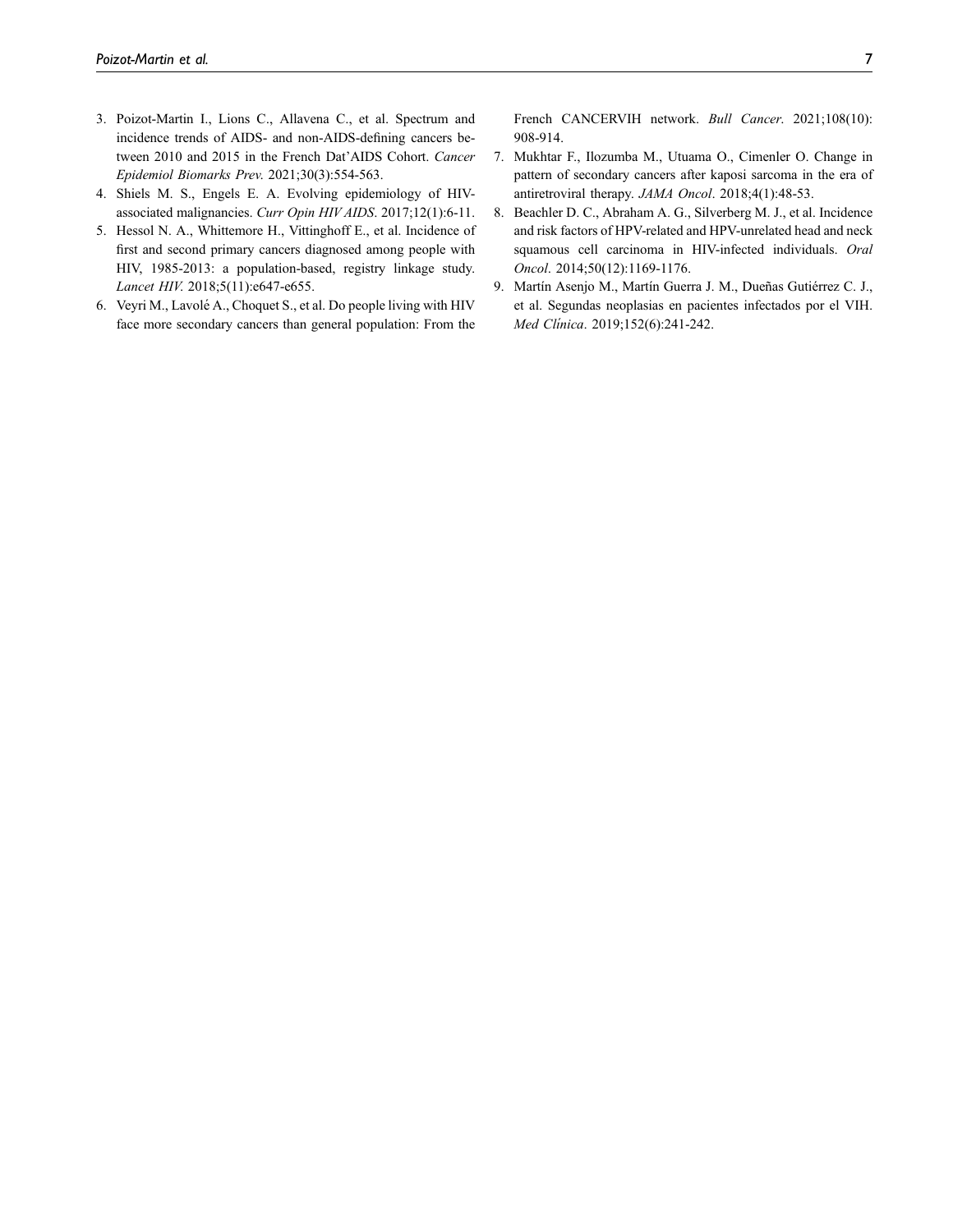3. Poizot-Martin I., Lions C., Allavena C., et al. Spectrum and incidence trends of AIDS- and non-AIDS-defining cancers between 2010 and 2015 in the French Dat'AIDS Cohort. *Cancer Epidemiol Biomarks Prev.* 2021;30(3):554-563.
4. Shiels M. S., Engels E. A. Evolving epidemiology of HIV-associated malignancies. *Curr Opin HIV AIDS*. 2017;12(1):6-11.
5. Hessol N. A., Whittemore H., Vittinghoff E., et al. Incidence of first and second primary cancers diagnosed among people with HIV, 1985-2013: a population-based, registry linkage study. *Lancet HIV.* 2018;5(11):e647-e655.
6. Veyri M., Lavolé A., Choquet S., et al. Do people living with HIV face more secondary cancers than general population: From the French CANCERVIH network. *Bull Cancer.* 2021;108(10): 908-914.
7. Mukhtar F., Ilozumba M., Utuama O., Cimenler O. Change in pattern of secondary cancers after kaposi sarcoma in the era of antiretroviral therapy. *JAMA Oncol*. 2018;4(1):48-53.
8. Beachler D. C., Abraham A. G., Silverberg M. J., et al. Incidence and risk factors of HPV-related and HPV-unrelated head and neck squamous cell carcinoma in HIV-infected individuals. *Oral Oncol*. 2014;50(12):1169-1176.
9. Martín Asenjo M., Martín Guerra J. M., Dueñas Gutiérrez C. J., et al. Segundas neoplasias en pacientes infectados por el VIH. *Med Clínica*. 2019;152(6):241-242.